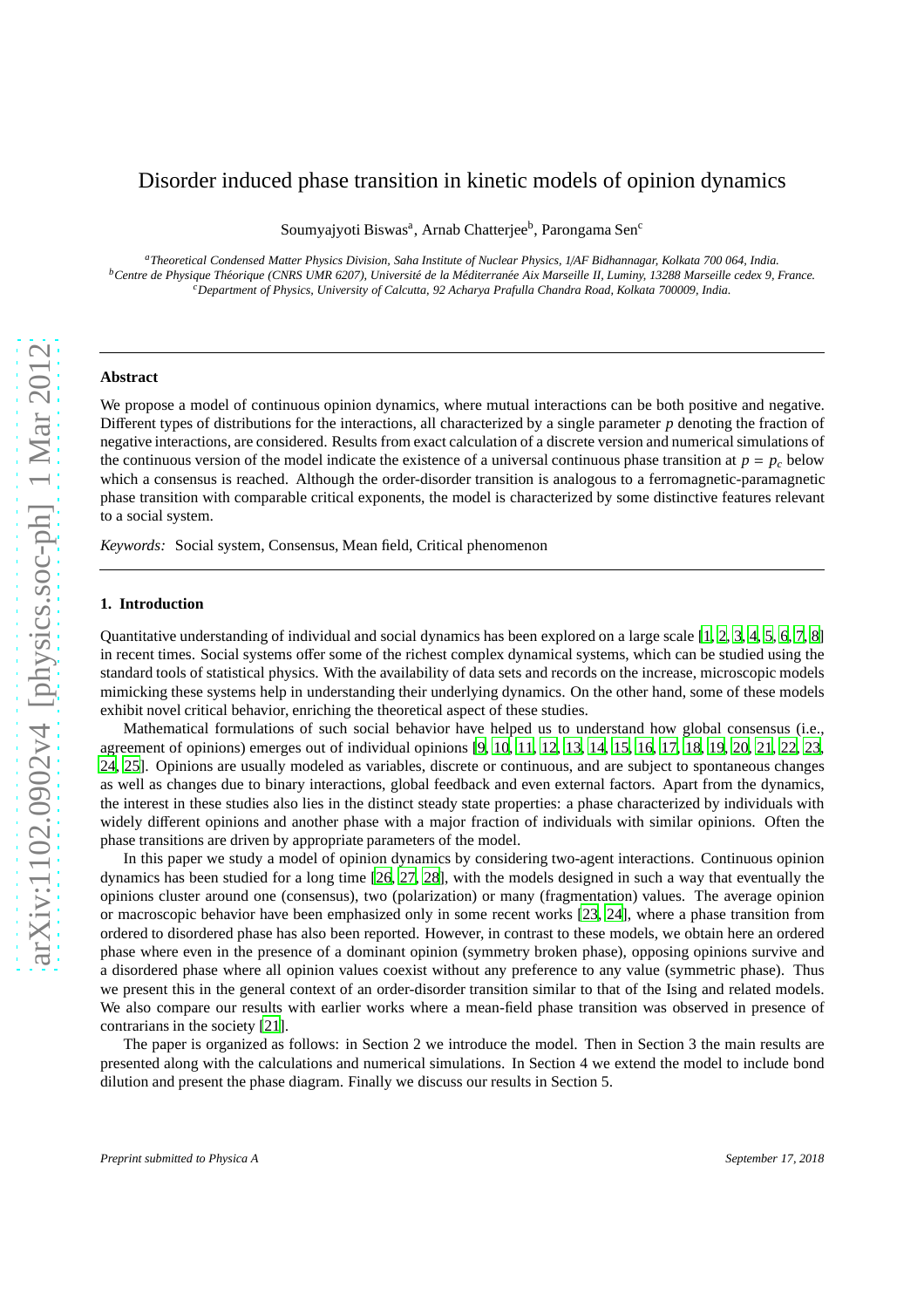# Disorder induced phase transition in kinetic models of opinion dynamics

Soumyajyoti Biswas[a], Arnab Chatterjee[b], Parongama Sen[c]

[a] *Theoretical Condensed Matter Physics Division, Saha Institute of Nuclear Physics, 1/AF Bidhannagar, Kolkata 700 064, India.*
[b] *Centre de Physique Théorique (CNRS UMR 6207), Université de la Méditerranée Aix Marseille II, Luminy, 13288 Marseille cedex 9, France.*
[c] *Department of Physics, University of Calcutta, 92 Acharya Prafulla Chandra Road, Kolkata 700009, India.*

---

## Abstract

We propose a model of continuous opinion dynamics, where mutual interactions can be both positive and negative. Different types of distributions for the interactions, all characterized by a single parameter $p$ denoting the fraction of negative interactions, are considered. Results from exact calculation of a discrete version and numerical simulations of the continuous version of the model indicate the existence of a universal continuous phase transition at $p = p_c$ below which a consensus is reached. Although the order-disorder transition is analogous to a ferromagnetic-paramagnetic phase transition with comparable critical exponents, the model is characterized by some distinctive features relevant to a social system.

*Keywords:* Social system, Consensus, Mean field, Critical phenomenon

---

## 1. Introduction

Quantitative understanding of individual and social dynamics has been explored on a large scale [1, 2, 3, 4, 5, 6, 7, 8] in recent times. Social systems offer some of the richest complex dynamical systems, which can be studied using the standard tools of statistical physics. With the availability of data sets and records on the increase, microscopic models mimicking these systems help in understanding their underlying dynamics. On the other hand, some of these models exhibit novel critical behavior, enriching the theoretical aspect of these studies.

Mathematical formulations of such social behavior have helped us to understand how global consensus (i.e., agreement of opinions) emerges out of individual opinions [9, 10, 11, 12, 13, 14, 15, 16, 17, 18, 19, 20, 21, 22, 23, 24, 25]. Opinions are usually modeled as variables, discrete or continuous, and are subject to spontaneous changes as well as changes due to binary interactions, global feedback and even external factors. Apart from the dynamics, the interest in these studies also lies in the distinct steady state properties: a phase characterized by individuals with widely different opinions and another phase with a major fraction of individuals with similar opinions. Often the phase transitions are driven by appropriate parameters of the model.

In this paper we study a model of opinion dynamics by considering two-agent interactions. Continuous opinion dynamics has been studied for a long time [26, 27, 28], with the models designed in such a way that eventually the opinions cluster around one (consensus), two (polarization) or many (fragmentation) values. The average opinion or macroscopic behavior have been emphasized only in some recent works [23, 24], where a phase transition from ordered to disordered phase has also been reported. However, in contrast to these models, we obtain here an ordered phase where even in the presence of a dominant opinion (symmetry broken phase), opposing opinions survive and a disordered phase where all opinion values coexist without any preference to any value (symmetric phase). Thus we present this in the general context of an order-disorder transition similar to that of the Ising and related models. We also compare our results with earlier works where a mean-field phase transition was observed in presence of contrarians in the society [21].

The paper is organized as follows: in Section 2 we introduce the model. Then in Section 3 the main results are presented along with the calculations and numerical simulations. In Section 4 we extend the model to include bond dilution and present the phase diagram. Finally we discuss our results in Section 5.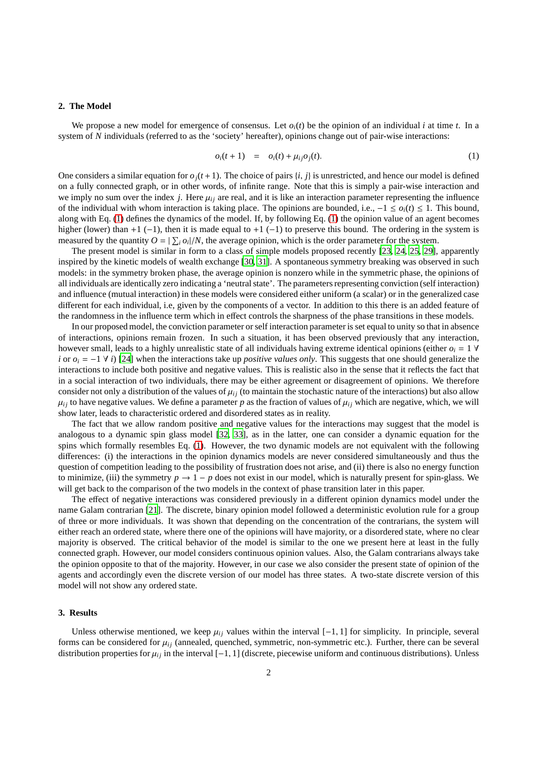## 2. The Model

We propose a new model for emergence of consensus. Let $o_i(t)$ be the opinion of an individual $i$ at time $t$. In a system of $N$ individuals (referred to as the 'society' hereafter), opinions change out of pair-wise interactions:

$$o_i(t+1) \quad = \quad o_i(t) + \mu_{ij} o_j(t). \tag{1}$$

One considers a similar equation for $o_j(t+1)$. The choice of pairs $\{i, j\}$ is unrestricted, and hence our model is defined on a fully connected graph, or in other words, of infinite range. Note that this is simply a pair-wise interaction and we imply no sum over the index $j$. Here $\mu_{ij}$ are real, and it is like an interaction parameter representing the influence of the individual with whom interaction is taking place. The opinions are bounded, i.e., $-1 \leq o_i(t) \leq 1$. This bound, along with Eq. (1) defines the dynamics of the model. If, by following Eq. (1) the opinion value of an agent becomes higher (lower) than $+1$ ($-1$), then it is made equal to $+1$ ($-1$) to preserve this bound. The ordering in the system is measured by the quantity $O = |\sum_i o_i|/N$, the average opinion, which is the order parameter for the system.

The present model is similar in form to a class of simple models proposed recently [23, 24, 25, 29], apparently inspired by the kinetic models of wealth exchange [30, 31]. A spontaneous symmetry breaking was observed in such models: in the symmetry broken phase, the average opinion is nonzero while in the symmetric phase, the opinions of all individuals are identically zero indicating a 'neutral state'. The parameters representing conviction (self interaction) and influence (mutual interaction) in these models were considered either uniform (a scalar) or in the generalized case different for each individual, i.e, given by the components of a vector. In addition to this there is an added feature of the randomness in the influence term which in effect controls the sharpness of the phase transitions in these models.

In our proposed model, the conviction parameter or self interaction parameter is set equal to unity so that in absence of interactions, opinions remain frozen. In such a situation, it has been observed previously that any interaction, however small, leads to a highly unrealistic state of all individuals having extreme identical opinions (either $o_i = 1 \; \forall \; i$ or $o_i = -1 \; \forall \; i$) [24] when the interactions take up *positive values only*. This suggests that one should generalize the interactions to include both positive and negative values. This is realistic also in the sense that it reflects the fact that in a social interaction of two individuals, there may be either agreement or disagreement of opinions. We therefore consider not only a distribution of the values of $\mu_{ij}$ (to maintain the stochastic nature of the interactions) but also allow $\mu_{ij}$ to have negative values. We define a parameter $p$ as the fraction of values of $\mu_{ij}$ which are negative, which, we will show later, leads to characteristic ordered and disordered states as in reality.

The fact that we allow random positive and negative values for the interactions may suggest that the model is analogous to a dynamic spin glass model [32, 33], as in the latter, one can consider a dynamic equation for the spins which formally resembles Eq. (1). However, the two dynamic models are not equivalent with the following differences: (i) the interactions in the opinion dynamics models are never considered simultaneously and thus the question of competition leading to the possibility of frustration does not arise, and (ii) there is also no energy function to minimize, (iii) the symmetry $p \rightarrow 1 - p$ does not exist in our model, which is naturally present for spin-glass. We will get back to the comparison of the two models in the context of phase transition later in this paper.

The effect of negative interactions was considered previously in a different opinion dynamics model under the name Galam contrarian [21]. The discrete, binary opinion model followed a deterministic evolution rule for a group of three or more individuals. It was shown that depending on the concentration of the contrarians, the system will either reach an ordered state, where there one of the opinions will have majority, or a disordered state, where no clear majority is observed. The critical behavior of the model is similar to the one we present here at least in the fully connected graph. However, our model considers continuous opinion values. Also, the Galam contrarians always take the opinion opposite to that of the majority. However, in our case we also consider the present state of opinion of the agents and accordingly even the discrete version of our model has three states. A two-state discrete version of this model will not show any ordered state.

## 3. Results

Unless otherwise mentioned, we keep $\mu_{ij}$ values within the interval $[-1, 1]$ for simplicity. In principle, several forms can be considered for $\mu_{ij}$ (annealed, quenched, symmetric, non-symmetric etc.). Further, there can be several distribution properties for $\mu_{ij}$ in the interval $[-1, 1]$ (discrete, piecewise uniform and continuous distributions). Unless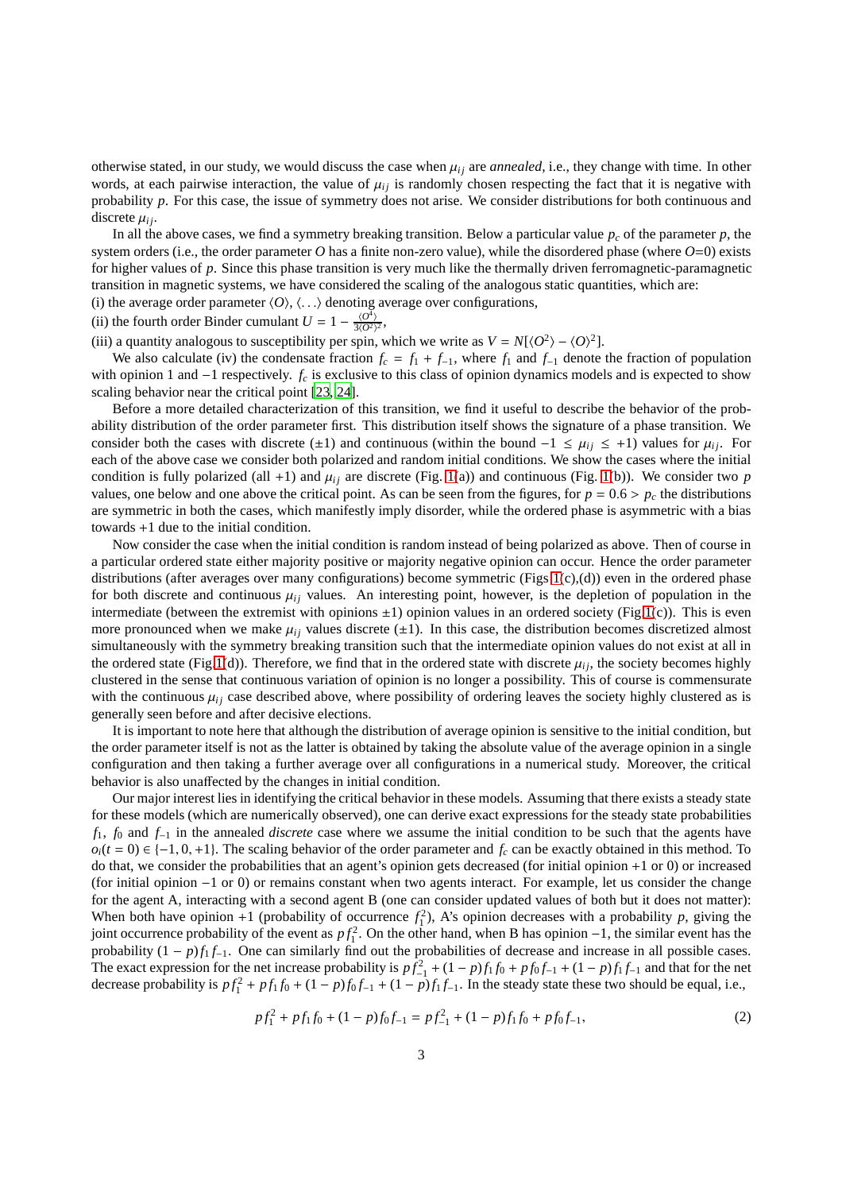otherwise stated, in our study, we would discuss the case when $\mu_{ij}$ are *annealed*, i.e., they change with time. In other words, at each pairwise interaction, the value of $\mu_{ij}$ is randomly chosen respecting the fact that it is negative with probability $p$. For this case, the issue of symmetry does not arise. We consider distributions for both continuous and discrete $\mu_{ij}$.

In all the above cases, we find a symmetry breaking transition. Below a particular value $p_c$ of the parameter $p$, the system orders (i.e., the order parameter $O$ has a finite non-zero value), while the disordered phase (where $O$=0) exists for higher values of $p$. Since this phase transition is very much like the thermally driven ferromagnetic-paramagnetic transition in magnetic systems, we have considered the scaling of the analogous static quantities, which are:
(i) the average order parameter $\langle O \rangle$, $\langle \ldots \rangle$ denoting average over configurations,
(ii) the fourth order Binder cumulant $U = 1 - \frac{\langle O^4 \rangle}{3\langle O^2 \rangle^2}$,
(iii) a quantity analogous to susceptibility per spin, which we write as $V = N[\langle O^2 \rangle - \langle O \rangle^2]$.

We also calculate (iv) the condensate fraction $f_c = f_1 + f_{-1}$, where $f_1$ and $f_{-1}$ denote the fraction of population with opinion 1 and $-1$ respectively. $f_c$ is exclusive to this class of opinion dynamics models and is expected to show scaling behavior near the critical point [23, 24].

Before a more detailed characterization of this transition, we find it useful to describe the behavior of the probability distribution of the order parameter first. This distribution itself shows the signature of a phase transition. We consider both the cases with discrete ($\pm1$) and continuous (within the bound $-1 \leq \mu_{ij} \leq +1$) values for $\mu_{ij}$. For each of the above case we consider both polarized and random initial conditions. We show the cases where the initial condition is fully polarized (all +1) and $\mu_{ij}$ are discrete (Fig. 1(a)) and continuous (Fig. 1(b)). We consider two $p$ values, one below and one above the critical point. As can be seen from the figures, for $p = 0.6 > p_c$ the distributions are symmetric in both the cases, which manifestly imply disorder, while the ordered phase is asymmetric with a bias towards +1 due to the initial condition.

Now consider the case when the initial condition is random instead of being polarized as above. Then of course in a particular ordered state either majority positive or majority negative opinion can occur. Hence the order parameter distributions (after averages over many configurations) become symmetric (Figs 1(c),(d)) even in the ordered phase for both discrete and continuous $\mu_{ij}$ values. An interesting point, however, is the depletion of population in the intermediate (between the extremist with opinions $\pm1$) opinion values in an ordered society (Fig 1(c)). This is even more pronounced when we make $\mu_{ij}$ values discrete ($\pm1$). In this case, the distribution becomes discretized almost simultaneously with the symmetry breaking transition such that the intermediate opinion values do not exist at all in the ordered state (Fig 1(d)). Therefore, we find that in the ordered state with discrete $\mu_{ij}$, the society becomes highly clustered in the sense that continuous variation of opinion is no longer a possibility. This of course is commensurate with the continuous $\mu_{ij}$ case described above, where possibility of ordering leaves the society highly clustered as is generally seen before and after decisive elections.

It is important to note here that although the distribution of average opinion is sensitive to the initial condition, but the order parameter itself is not as the latter is obtained by taking the absolute value of the average opinion in a single configuration and then taking a further average over all configurations in a numerical study. Moreover, the critical behavior is also unaffected by the changes in initial condition.

Our major interest lies in identifying the critical behavior in these models. Assuming that there exists a steady state for these models (which are numerically observed), one can derive exact expressions for the steady state probabilities $f_1$, $f_0$ and $f_{-1}$ in the annealed *discrete* case where we assume the initial condition to be such that the agents have $o_i(t = 0) \in \{-1, 0, +1\}$. The scaling behavior of the order parameter and $f_c$ can be exactly obtained in this method. To do that, we consider the probabilities that an agent's opinion gets decreased (for initial opinion +1 or 0) or increased (for initial opinion $-1$ or 0) or remains constant when two agents interact. For example, let us consider the change for the agent A, interacting with a second agent B (one can consider updated values of both but it does not matter): When both have opinion +1 (probability of occurrence $f_1^2$), A's opinion decreases with a probability $p$, giving the joint occurrence probability of the event as $pf_1^2$. On the other hand, when B has opinion $-1$, the similar event has the probability $(1 - p)f_1 f_{-1}$. One can similarly find out the probabilities of decrease and increase in all possible cases. The exact expression for the net increase probability is $pf_{-1}^2 + (1 - p)f_1 f_0 + pf_0 f_{-1} + (1 - p)f_1 f_{-1}$ and that for the net decrease probability is $pf_1^2 + pf_1 f_0 + (1 - p)f_0 f_{-1} + (1 - p)f_1 f_{-1}$. In the steady state these two should be equal, i.e.,

$$pf_1^2 + pf_1 f_0 + (1 - p)f_0 f_{-1} = pf_{-1}^2 + (1 - p)f_1 f_0 + pf_0 f_{-1}, \tag{2}$$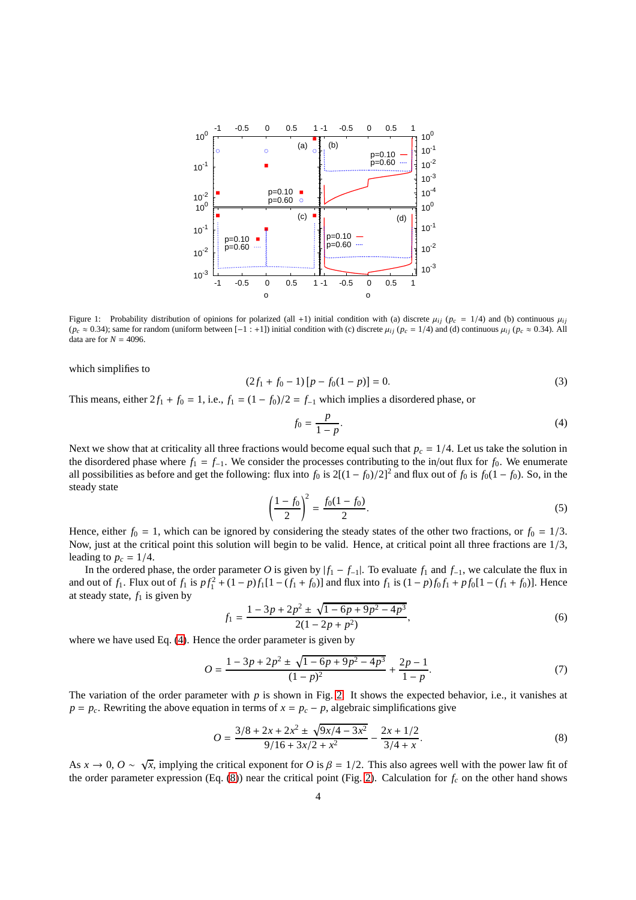Figure 1: Probability distribution of opinions for polarized (all +1) initial condition with (a) discrete $\mu_{ij}$ ($p_c = 1/4$) and (b) continuous $\mu_{ij}$ ($p_c \approx 0.34$); same for random (uniform between $[-1 : +1]$) initial condition with (c) discrete $\mu_{ij}$ ($p_c = 1/4$) and (d) continuous $\mu_{ij}$ ($p_c \approx 0.34$). All data are for $N = 4096$.

which simplifies to

$$(2f_1 + f_0 - 1)\,[p - f_0(1 - p)] = 0. \tag{3}$$

This means, either $2f_1 + f_0 = 1$, i.e., $f_1 = (1 - f_0)/2 = f_{-1}$ which implies a disordered phase, or

$$f_0 = \frac{p}{1 - p}. \tag{4}$$

Next we show that at criticality all three fractions would become equal such that $p_c = 1/4$. Let us take the solution in the disordered phase where $f_1 = f_{-1}$. We consider the processes contributing to the in/out flux for $f_0$. We enumerate all possibilities as before and get the following: flux into $f_0$ is $2[(1 - f_0)/2]^2$ and flux out of $f_0$ is $f_0(1 - f_0)$. So, in the steady state

$$\left(\frac{1 - f_0}{2}\right)^2 = \frac{f_0(1 - f_0)}{2}. \tag{5}$$

Hence, either $f_0 = 1$, which can be ignored by considering the steady states of the other two fractions, or $f_0 = 1/3$. Now, just at the critical point this solution will begin to be valid. Hence, at critical point all three fractions are $1/3$, leading to $p_c = 1/4$.

In the ordered phase, the order parameter $O$ is given by $|f_1 - f_{-1}|$. To evaluate $f_1$ and $f_{-1}$, we calculate the flux in and out of $f_1$. Flux out of $f_1$ is $pf_1^2 + (1 - p)f_1[1 - (f_1 + f_0)]$ and flux into $f_1$ is $(1 - p)f_0 f_1 + pf_0[1 - (f_1 + f_0)]$. Hence at steady state, $f_1$ is given by

$$f_1 = \frac{1 - 3p + 2p^2 \pm \sqrt{1 - 6p + 9p^2 - 4p^3}}{2(1 - 2p + p^2)}, \tag{6}$$

where we have used Eq. (4). Hence the order parameter is given by

$$O = \frac{1 - 3p + 2p^2 \pm \sqrt{1 - 6p + 9p^2 - 4p^3}}{(1 - p)^2} + \frac{2p - 1}{1 - p}. \tag{7}$$

The variation of the order parameter with $p$ is shown in Fig. 2. It shows the expected behavior, i.e., it vanishes at $p = p_c$. Rewriting the above equation in terms of $x = p_c - p$, algebraic simplifications give

$$O = \frac{3/8 + 2x + 2x^2 \pm \sqrt{9x/4 - 3x^2}}{9/16 + 3x/2 + x^2} - \frac{2x + 1/2}{3/4 + x}. \tag{8}$$

As $x \to 0$, $O \sim \sqrt{x}$, implying the critical exponent for $O$ is $\beta = 1/2$. This also agrees well with the power law fit of the order parameter expression (Eq. (8)) near the critical point (Fig. 2). Calculation for $f_c$ on the other hand shows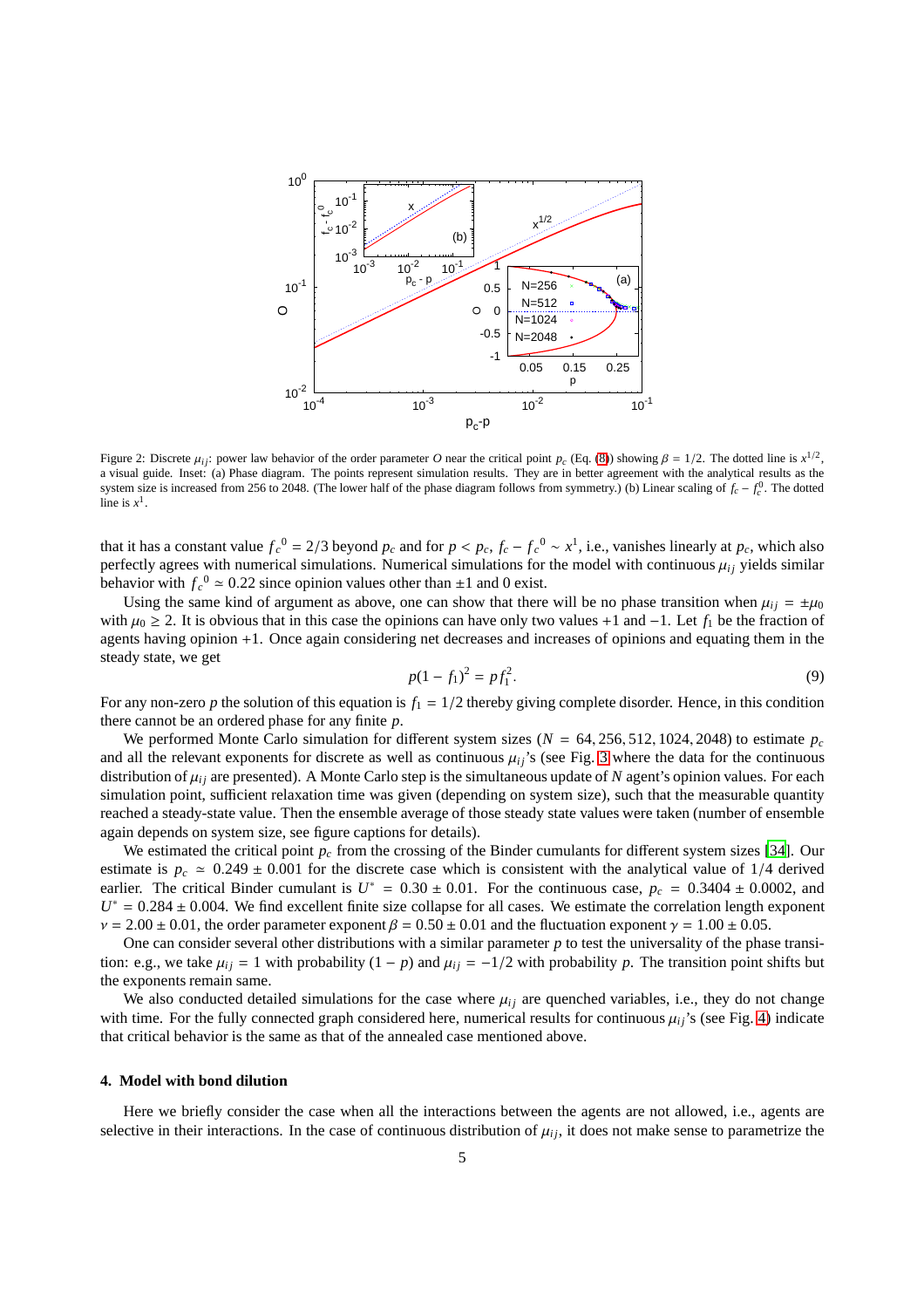Figure 2: Discrete $\mu_{ij}$: power law behavior of the order parameter $O$ near the critical point $p_c$ (Eq. (8)) showing $\beta = 1/2$. The dotted line is $x^{1/2}$, a visual guide. Inset: (a) Phase diagram. The points represent simulation results. They are in better agreement with the analytical results as the system size is increased from 256 to 2048. (The lower half of the phase diagram follows from symmetry.) (b) Linear scaling of $f_c - f_c^0$. The dotted line is $x^1$.

that it has a constant value $f_c{}^0 = 2/3$ beyond $p_c$ and for $p < p_c$, $f_c - f_c{}^0 \sim x^1$, i.e., vanishes linearly at $p_c$, which also perfectly agrees with numerical simulations. Numerical simulations for the model with continuous $\mu_{ij}$ yields similar behavior with $f_c{}^0 \simeq 0.22$ since opinion values other than $\pm 1$ and 0 exist.

Using the same kind of argument as above, one can show that there will be no phase transition when $\mu_{ij} = \pm\mu_0$ with $\mu_0 \geq 2$. It is obvious that in this case the opinions can have only two values $+1$ and $-1$. Let $f_1$ be the fraction of agents having opinion $+1$. Once again considering net decreases and increases of opinions and equating them in the steady state, we get

$$p(1 - f_1)^2 = p f_1^2. \tag{9}$$

For any non-zero $p$ the solution of this equation is $f_1 = 1/2$ thereby giving complete disorder. Hence, in this condition there cannot be an ordered phase for any finite $p$.

We performed Monte Carlo simulation for different system sizes ($N = 64, 256, 512, 1024, 2048$) to estimate $p_c$ and all the relevant exponents for discrete as well as continuous $\mu_{ij}$'s (see Fig. 3 where the data for the continuous distribution of $\mu_{ij}$ are presented). A Monte Carlo step is the simultaneous update of $N$ agent's opinion values. For each simulation point, sufficient relaxation time was given (depending on system size), such that the measurable quantity reached a steady-state value. Then the ensemble average of those steady state values were taken (number of ensemble again depends on system size, see figure captions for details).

We estimated the critical point $p_c$ from the crossing of the Binder cumulants for different system sizes [34]. Our estimate is $p_c \simeq 0.249 \pm 0.001$ for the discrete case which is consistent with the analytical value of $1/4$ derived earlier. The critical Binder cumulant is $U^* = 0.30 \pm 0.01$. For the continuous case, $p_c = 0.3404 \pm 0.0002$, and $U^* = 0.284 \pm 0.004$. We find excellent finite size collapse for all cases. We estimate the correlation length exponent $\nu = 2.00 \pm 0.01$, the order parameter exponent $\beta = 0.50 \pm 0.01$ and the fluctuation exponent $\gamma = 1.00 \pm 0.05$.

One can consider several other distributions with a similar parameter $p$ to test the universality of the phase transition: e.g., we take $\mu_{ij} = 1$ with probability $(1 - p)$ and $\mu_{ij} = -1/2$ with probability $p$. The transition point shifts but the exponents remain same.

We also conducted detailed simulations for the case where $\mu_{ij}$ are quenched variables, i.e., they do not change with time. For the fully connected graph considered here, numerical results for continuous $\mu_{ij}$'s (see Fig. 4) indicate that critical behavior is the same as that of the annealed case mentioned above.

## 4. Model with bond dilution

Here we briefly consider the case when all the interactions between the agents are not allowed, i.e., agents are selective in their interactions. In the case of continuous distribution of $\mu_{ij}$, it does not make sense to parametrize the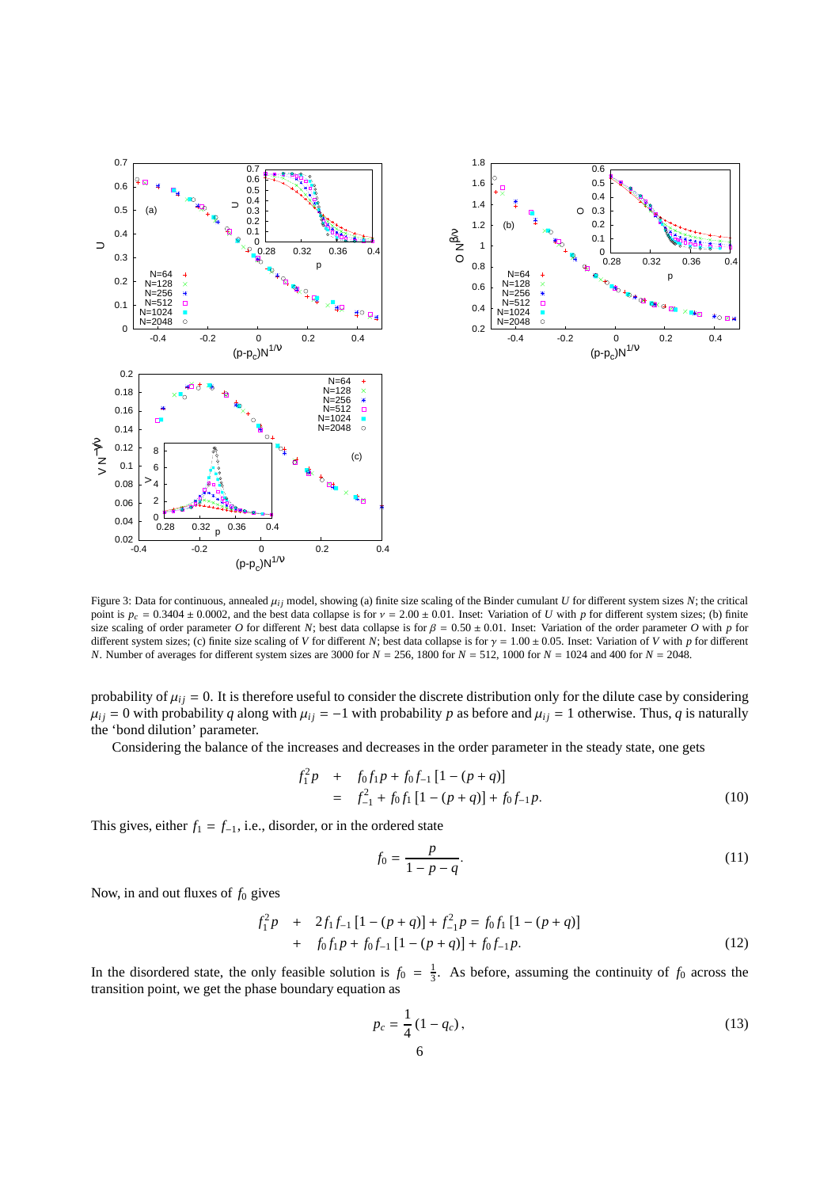Figure 3: Data for continuous, annealed $\mu_{ij}$ model, showing (a) finite size scaling of the Binder cumulant $U$ for different system sizes $N$; the critical point is $p_c = 0.3404 \pm 0.0002$, and the best data collapse is for $\nu = 2.00 \pm 0.01$. Inset: Variation of $U$ with $p$ for different system sizes; (b) finite size scaling of order parameter $O$ for different $N$; best data collapse is for $\beta = 0.50 \pm 0.01$. Inset: Variation of the order parameter $O$ with $p$ for different system sizes; (c) finite size scaling of $V$ for different $N$; best data collapse is for $\gamma = 1.00 \pm 0.05$. Inset: Variation of $V$ with $p$ for different $N$. Number of averages for different system sizes are 3000 for $N = 256$, 1800 for $N = 512$, 1000 for $N = 1024$ and 400 for $N = 2048$.

probability of $\mu_{ij} = 0$. It is therefore useful to consider the discrete distribution only for the dilute case by considering $\mu_{ij} = 0$ with probability $q$ along with $\mu_{ij} = -1$ with probability $p$ as before and $\mu_{ij} = 1$ otherwise. Thus, $q$ is naturally the 'bond dilution' parameter.

Considering the balance of the increases and decreases in the order parameter in the steady state, one gets

$$\begin{aligned} f_1^2 p \quad &+ \quad f_0 f_1 p + f_0 f_{-1} [1 - (p + q)] \\ &= \quad f_{-1}^2 + f_0 f_1 [1 - (p + q)] + f_0 f_{-1} p. \end{aligned} \tag{10}$$

This gives, either $f_1 = f_{-1}$, i.e., disorder, or in the ordered state

$$f_0 = \frac{p}{1 - p - q}. \tag{11}$$

Now, in and out fluxes of $f_0$ gives

$$\begin{aligned} f_1^2 p \quad &+ \quad 2 f_1 f_{-1} [1 - (p + q)] + f_{-1}^2 p = f_0 f_1 [1 - (p + q)] \\ &+ \quad f_0 f_1 p + f_0 f_{-1} [1 - (p + q)] + f_0 f_{-1} p. \end{aligned} \tag{12}$$

In the disordered state, the only feasible solution is $f_0 = \frac{1}{3}$. As before, assuming the continuity of $f_0$ across the transition point, we get the phase boundary equation as

$$p_c = \frac{1}{4} (1 - q_c), \tag{13}$$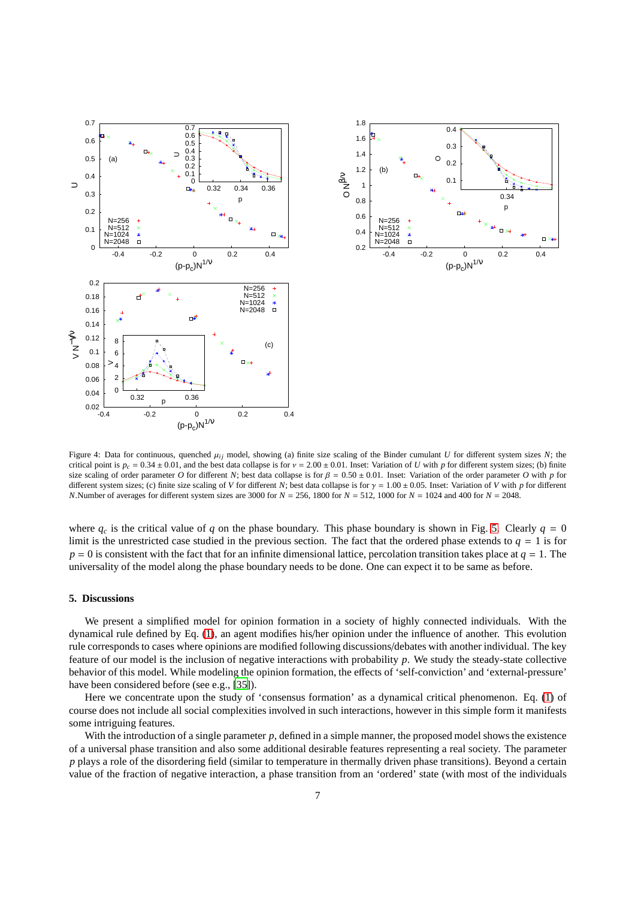Figure 4: Data for continuous, quenched $\mu_{ij}$ model, showing (a) finite size scaling of the Binder cumulant $U$ for different system sizes $N$; the critical point is $p_c = 0.34 \pm 0.01$, and the best data collapse is for $\nu = 2.00 \pm 0.01$. Inset: Variation of $U$ with $p$ for different system sizes; (b) finite size scaling of order parameter $O$ for different $N$; best data collapse is for $\beta = 0.50 \pm 0.01$. Inset: Variation of the order parameter $O$ with $p$ for different system sizes; (c) finite size scaling of $V$ for different $N$; best data collapse is for $\gamma = 1.00 \pm 0.05$. Inset: Variation of $V$ with $p$ for different $N$.Number of averages for different system sizes are 3000 for $N = 256$, 1800 for $N = 512$, 1000 for $N = 1024$ and 400 for $N = 2048$.

where $q_c$ is the critical value of $q$ on the phase boundary. This phase boundary is shown in Fig. 5. Clearly $q = 0$ limit is the unrestricted case studied in the previous section. The fact that the ordered phase extends to $q = 1$ is for $p = 0$ is consistent with the fact that for an infinite dimensional lattice, percolation transition takes place at $q = 1$. The universality of the model along the phase boundary needs to be done. One can expect it to be same as before.

## 5. Discussions

We present a simplified model for opinion formation in a society of highly connected individuals. With the dynamical rule defined by Eq. (1), an agent modifies his/her opinion under the influence of another. This evolution rule corresponds to cases where opinions are modified following discussions/debates with another individual. The key feature of our model is the inclusion of negative interactions with probability $p$. We study the steady-state collective behavior of this model. While modeling the opinion formation, the effects of 'self-conviction' and 'external-pressure' have been considered before (see e.g., [35]).

Here we concentrate upon the study of 'consensus formation' as a dynamical critical phenomenon. Eq. (1) of course does not include all social complexities involved in such interactions, however in this simple form it manifests some intriguing features.

With the introduction of a single parameter $p$, defined in a simple manner, the proposed model shows the existence of a universal phase transition and also some additional desirable features representing a real society. The parameter $p$ plays a role of the disordering field (similar to temperature in thermally driven phase transitions). Beyond a certain value of the fraction of negative interaction, a phase transition from an 'ordered' state (with most of the individuals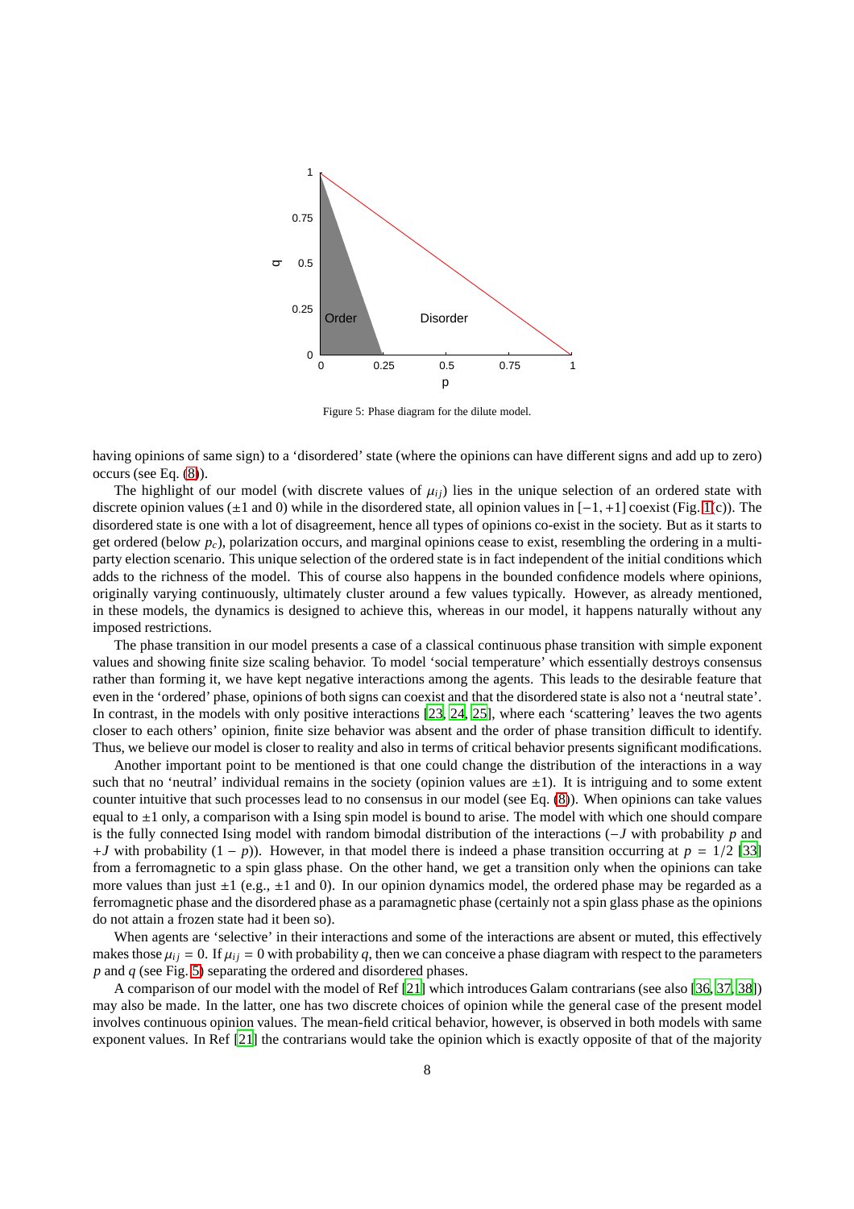Figure 5: Phase diagram for the dilute model.

having opinions of same sign) to a 'disordered' state (where the opinions can have different signs and add up to zero) occurs (see Eq. (8)).

The highlight of our model (with discrete values of $\mu_{ij}$) lies in the unique selection of an ordered state with discrete opinion values ($\pm 1$ and 0) while in the disordered state, all opinion values in $[-1, +1]$ coexist (Fig. 1(c)). The disordered state is one with a lot of disagreement, hence all types of opinions co-exist in the society. But as it starts to get ordered (below $p_c$), polarization occurs, and marginal opinions cease to exist, resembling the ordering in a multi-party election scenario. This unique selection of the ordered state is in fact independent of the initial conditions which adds to the richness of the model. This of course also happens in the bounded confidence models where opinions, originally varying continuously, ultimately cluster around a few values typically. However, as already mentioned, in these models, the dynamics is designed to achieve this, whereas in our model, it happens naturally without any imposed restrictions.

The phase transition in our model presents a case of a classical continuous phase transition with simple exponent values and showing finite size scaling behavior. To model 'social temperature' which essentially destroys consensus rather than forming it, we have kept negative interactions among the agents. This leads to the desirable feature that even in the 'ordered' phase, opinions of both signs can coexist and that the disordered state is also not a 'neutral state'. In contrast, in the models with only positive interactions [23, 24, 25], where each 'scattering' leaves the two agents closer to each others' opinion, finite size behavior was absent and the order of phase transition difficult to identify. Thus, we believe our model is closer to reality and also in terms of critical behavior presents significant modifications.

Another important point to be mentioned is that one could change the distribution of the interactions in a way such that no 'neutral' individual remains in the society (opinion values are $\pm 1$). It is intriguing and to some extent counter intuitive that such processes lead to no consensus in our model (see Eq. (8)). When opinions can take values equal to $\pm 1$ only, a comparison with a Ising spin model is bound to arise. The model with which one should compare is the fully connected Ising model with random bimodal distribution of the interactions ($-J$ with probability $p$ and $+J$ with probability $(1 - p)$). However, in that model there is indeed a phase transition occurring at $p = 1/2$ [33] from a ferromagnetic to a spin glass phase. On the other hand, we get a transition only when the opinions can take more values than just $\pm 1$ (e.g., $\pm 1$ and 0). In our opinion dynamics model, the ordered phase may be regarded as a ferromagnetic phase and the disordered phase as a paramagnetic phase (certainly not a spin glass phase as the opinions do not attain a frozen state had it been so).

When agents are 'selective' in their interactions and some of the interactions are absent or muted, this effectively makes those $\mu_{ij} = 0$. If $\mu_{ij} = 0$ with probability $q$, then we can conceive a phase diagram with respect to the parameters $p$ and $q$ (see Fig. 5) separating the ordered and disordered phases.

A comparison of our model with the model of Ref [21] which introduces Galam contrarians (see also [36, 37, 38]) may also be made. In the latter, one has two discrete choices of opinion while the general case of the present model involves continuous opinion values. The mean-field critical behavior, however, is observed in both models with same exponent values. In Ref [21] the contrarians would take the opinion which is exactly opposite of that of the majority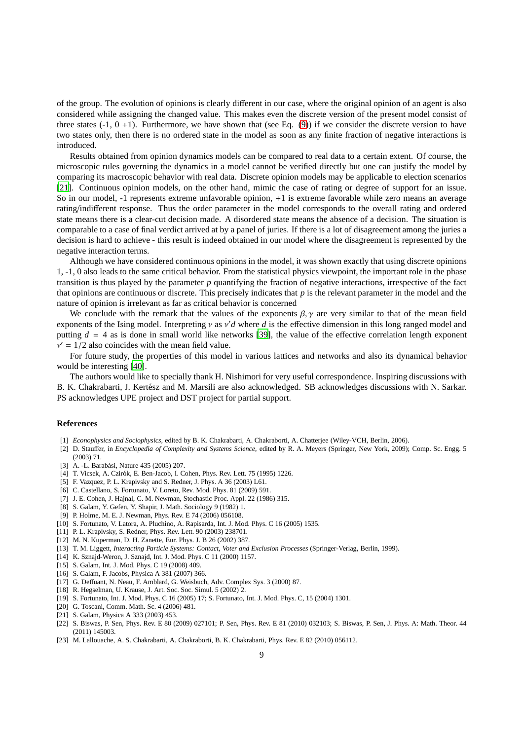of the group. The evolution of opinions is clearly different in our case, where the original opinion of an agent is also considered while assigning the changed value. This makes even the discrete version of the present model consist of three states (-1, 0 +1). Furthermore, we have shown that (see Eq. (9)) if we consider the discrete version to have two states only, then there is no ordered state in the model as soon as any finite fraction of negative interactions is introduced.

Results obtained from opinion dynamics models can be compared to real data to a certain extent. Of course, the microscopic rules governing the dynamics in a model cannot be verified directly but one can justify the model by comparing its macroscopic behavior with real data. Discrete opinion models may be applicable to election scenarios [21]. Continuous opinion models, on the other hand, mimic the case of rating or degree of support for an issue. So in our model, -1 represents extreme unfavorable opinion, +1 is extreme favorable while zero means an average rating/indifferent response. Thus the order parameter in the model corresponds to the overall rating and ordered state means there is a clear-cut decision made. A disordered state means the absence of a decision. The situation is comparable to a case of final verdict arrived at by a panel of juries. If there is a lot of disagreement among the juries a decision is hard to achieve - this result is indeed obtained in our model where the disagreement is represented by the negative interaction terms.

Although we have considered continuous opinions in the model, it was shown exactly that using discrete opinions 1, -1, 0 also leads to the same critical behavior. From the statistical physics viewpoint, the important role in the phase transition is thus played by the parameter $p$ quantifying the fraction of negative interactions, irrespective of the fact that opinions are continuous or discrete. This precisely indicates that $p$ is the relevant parameter in the model and the nature of opinion is irrelevant as far as critical behavior is concerned

We conclude with the remark that the values of the exponents $\beta, \gamma$ are very similar to that of the mean field exponents of the Ising model. Interpreting $\nu$ as $\nu' d$ where $d$ is the effective dimension in this long ranged model and putting $d = 4$ as is done in small world like networks [39], the value of the effective correlation length exponent $\nu' = 1/2$ also coincides with the mean field value.

For future study, the properties of this model in various lattices and networks and also its dynamical behavior would be interesting [40].

The authors would like to specially thank H. Nishimori for very useful correspondence. Inspiring discussions with B. K. Chakrabarti, J. Kertész and M. Marsili are also acknowledged. SB acknowledges discussions with N. Sarkar. PS acknowledges UPE project and DST project for partial support.

## References

[1] *Econophysics and Sociophysics*, edited by B. K. Chakrabarti, A. Chakraborti, A. Chatterjee (Wiley-VCH, Berlin, 2006).

[2] D. Stauffer, in *Encyclopedia of Complexity and Systems Science*, edited by R. A. Meyers (Springer, New York, 2009); Comp. Sc. Engg. 5 (2003) 71.

[3] A. -L. Barabási, Nature 435 (2005) 207.

[4] T. Vicsek, A. Czirók, E. Ben-Jacob, I. Cohen, Phys. Rev. Lett. 75 (1995) 1226.

[5] F. Vazquez, P. L. Krapivsky and S. Redner, J. Phys. A 36 (2003) L61.

[6] C. Castellano, S. Fortunato, V. Loreto, Rev. Mod. Phys. 81 (2009) 591.

[7] J. E. Cohen, J. Hajnal, C. M. Newman, Stochastic Proc. Appl. 22 (1986) 315.

[8] S. Galam, Y. Gefen, Y. Shapir, J. Math. Sociology 9 (1982) 1.

[9] P. Holme, M. E. J. Newman, Phys. Rev. E 74 (2006) 056108.

[10] S. Fortunato, V. Latora, A. Pluchino, A. Rapisarda, Int. J. Mod. Phys. C 16 (2005) 1535.

[11] P. L. Krapivsky, S. Redner, Phys. Rev. Lett. 90 (2003) 238701.

[12] M. N. Kuperman, D. H. Zanette, Eur. Phys. J. B 26 (2002) 387.

[13] T. M. Liggett, *Interacting Particle Systems: Contact, Voter and Exclusion Processes* (Springer-Verlag, Berlin, 1999).

[14] K. Sznajd-Weron, J. Sznajd, Int. J. Mod. Phys. C 11 (2000) 1157.

[15] S. Galam, Int. J. Mod. Phys. C 19 (2008) 409.

[16] S. Galam, F. Jacobs, Physica A 381 (2007) 366.

[17] G. Deffuant, N. Neau, F. Amblard, G. Weisbuch, Adv. Complex Sys. 3 (2000) 87.

[18] R. Hegselman, U. Krause, J. Art. Soc. Soc. Simul. 5 (2002) 2.

[19] S. Fortunato, Int. J. Mod. Phys. C 16 (2005) 17; S. Fortunato, Int. J. Mod. Phys. C, 15 (2004) 1301.

[20] G. Toscani, Comm. Math. Sc. 4 (2006) 481.

[21] S. Galam, Physica A 333 (2003) 453.

[22] S. Biswas, P. Sen, Phys. Rev. E 80 (2009) 027101; P. Sen, Phys. Rev. E 81 (2010) 032103; S. Biswas, P. Sen, J. Phys. A: Math. Theor. 44 (2011) 145003.

[23] M. Lallouache, A. S. Chakrabarti, A. Chakraborti, B. K. Chakrabarti, Phys. Rev. E 82 (2010) 056112.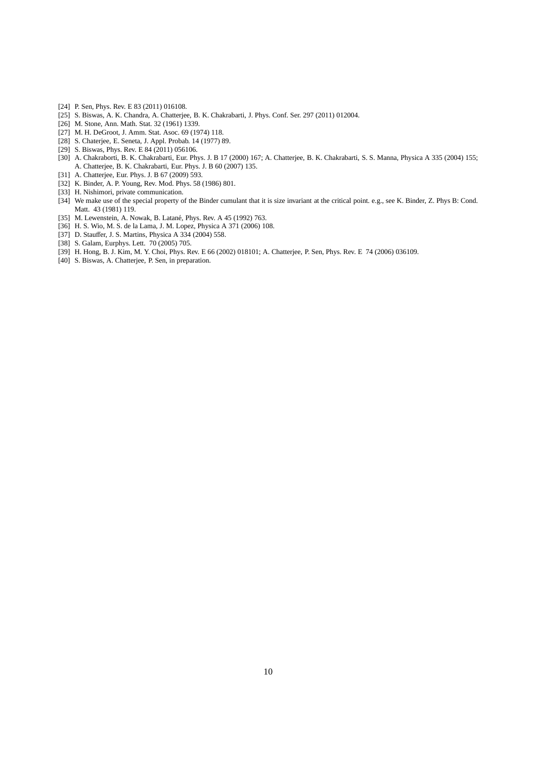[24] P. Sen, Phys. Rev. E 83 (2011) 016108.
[25] S. Biswas, A. K. Chandra, A. Chatterjee, B. K. Chakrabarti, J. Phys. Conf. Ser. 297 (2011) 012004.
[26] M. Stone, Ann. Math. Stat. 32 (1961) 1339.
[27] M. H. DeGroot, J. Amm. Stat. Asoc. 69 (1974) 118.
[28] S. Chaterjee, E. Seneta, J. Appl. Probab. 14 (1977) 89.
[29] S. Biswas, Phys. Rev. E 84 (2011) 056106.
[30] A. Chakraborti, B. K. Chakrabarti, Eur. Phys. J. B 17 (2000) 167; A. Chatterjee, B. K. Chakrabarti, S. S. Manna, Physica A 335 (2004) 155; A. Chatterjee, B. K. Chakrabarti, Eur. Phys. J. B 60 (2007) 135.
[31] A. Chatterjee, Eur. Phys. J. B 67 (2009) 593.
[32] K. Binder, A. P. Young, Rev. Mod. Phys. 58 (1986) 801.
[33] H. Nishimori, private communication.
[34] We make use of the special property of the Binder cumulant that it is size invariant at the critical point. e.g., see K. Binder, Z. Phys B: Cond. Matt. 43 (1981) 119.
[35] M. Lewenstein, A. Nowak, B. Latané, Phys. Rev. A 45 (1992) 763.
[36] H. S. Wio, M. S. de la Lama, J. M. Lopez, Physica A 371 (2006) 108.
[37] D. Stauffer, J. S. Martins, Physica A 334 (2004) 558.
[38] S. Galam, Eurphys. Lett. 70 (2005) 705.
[39] H. Hong, B. J. Kim, M. Y. Choi, Phys. Rev. E 66 (2002) 018101; A. Chatterjee, P. Sen, Phys. Rev. E 74 (2006) 036109.
[40] S. Biswas, A. Chatterjee, P. Sen, in preparation.